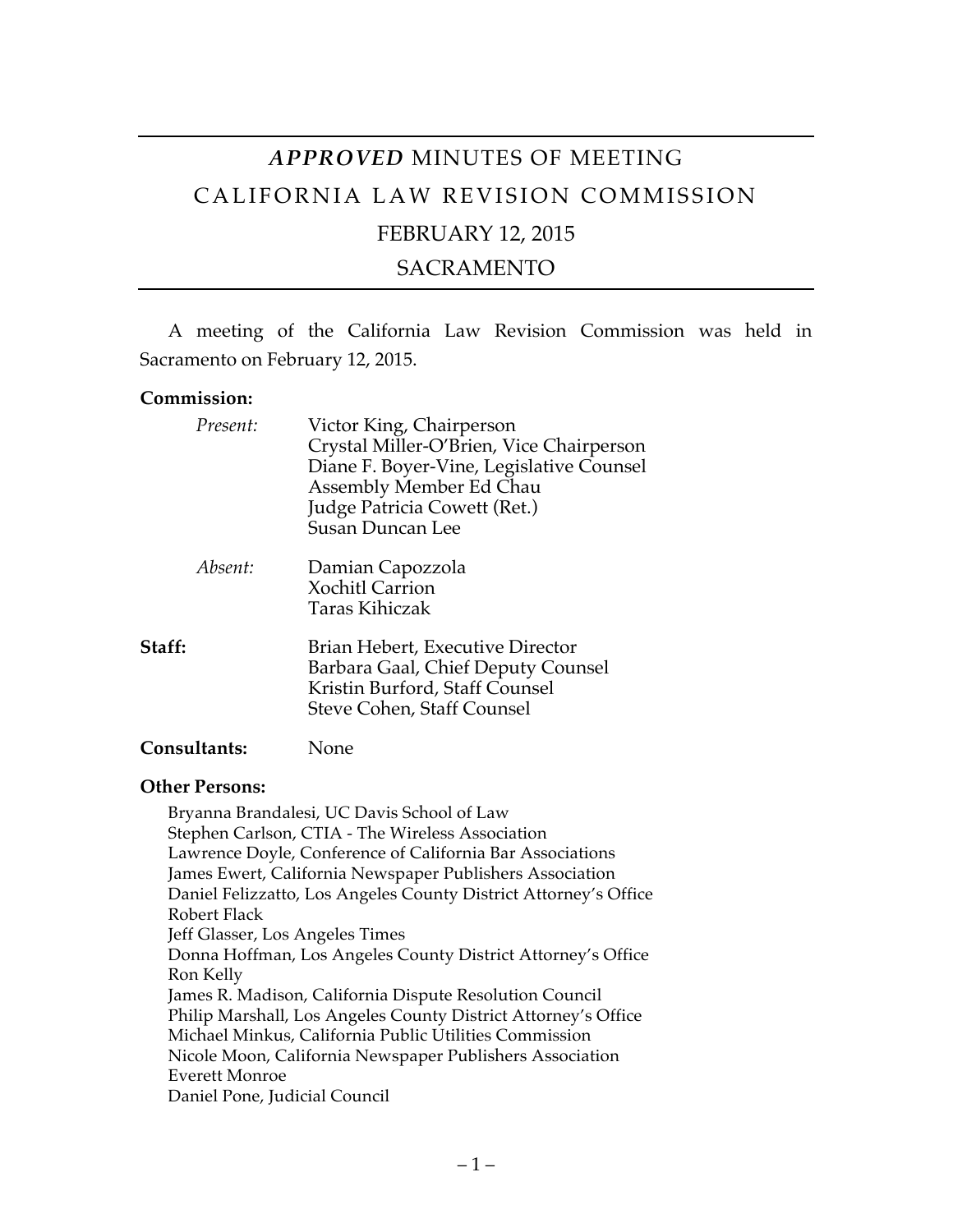# *APPROVED* MINUTES OF MEETING

# CALIFORNIA LAW REVISION COMMISSION

## FEBRUARY 12, 2015

## SACRAMENTO

A meeting of the California Law Revision Commission was held in Sacramento on February 12, 2015.

**Commission:**

*Present:*
Victor King, Chairperson
Crystal Miller-O'Brien, Vice Chairperson
Diane F. Boyer-Vine, Legislative Counsel
Assembly Member Ed Chau
Judge Patricia Cowett (Ret.)
Susan Duncan Lee

*Absent:*
Damian Capozzola
Xochitl Carrion
Taras Kihiczak

**Staff:**
Brian Hebert, Executive Director
Barbara Gaal, Chief Deputy Counsel
Kristin Burford, Staff Counsel
Steve Cohen, Staff Counsel

**Consultants:** None

**Other Persons:**

Bryanna Brandalesi, UC Davis School of Law
Stephen Carlson, CTIA - The Wireless Association
Lawrence Doyle, Conference of California Bar Associations
James Ewert, California Newspaper Publishers Association
Daniel Felizzatto, Los Angeles County District Attorney's Office
Robert Flack
Jeff Glasser, Los Angeles Times
Donna Hoffman, Los Angeles County District Attorney's Office
Ron Kelly
James R. Madison, California Dispute Resolution Council
Philip Marshall, Los Angeles County District Attorney's Office
Michael Minkus, California Public Utilities Commission
Nicole Moon, California Newspaper Publishers Association
Everett Monroe
Daniel Pone, Judicial Council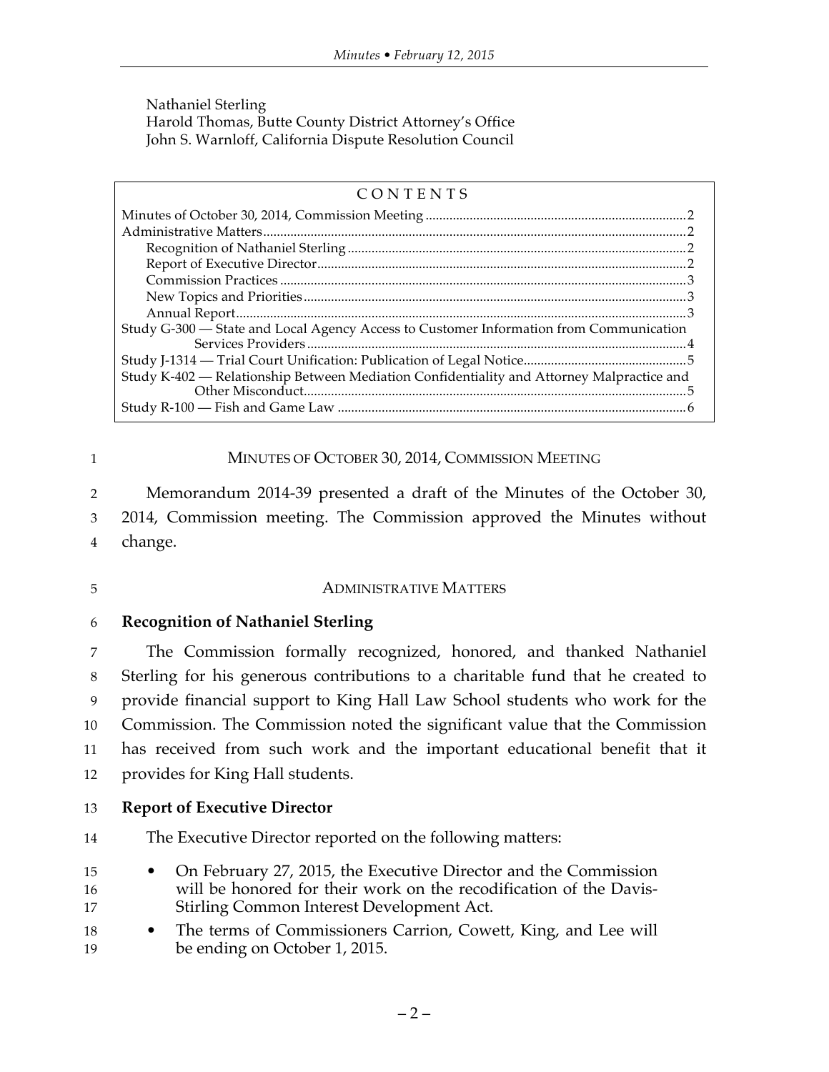Nathaniel Sterling
Harold Thomas, Butte County District Attorney's Office
John S. Warnloff, California Dispute Resolution Council

| CONTENTS | |
|---|---|
| Minutes of October 30, 2014, Commission Meeting | 2 |
| Administrative Matters | 2 |
| Recognition of Nathaniel Sterling | 2 |
| Report of Executive Director | 2 |
| Commission Practices | 3 |
| New Topics and Priorities | 3 |
| Annual Report | 3 |
| Study G-300 — State and Local Agency Access to Customer Information from Communication Services Providers | 4 |
| Study J-1314 — Trial Court Unification: Publication of Legal Notice | 5 |
| Study K-402 — Relationship Between Mediation Confidentiality and Attorney Malpractice and Other Misconduct | 5 |
| Study R-100 — Fish and Game Law | 6 |

## MINUTES OF OCTOBER 30, 2014, COMMISSION MEETING

Memorandum 2014-39 presented a draft of the Minutes of the October 30, 2014, Commission meeting. The Commission approved the Minutes without change.

## ADMINISTRATIVE MATTERS

### Recognition of Nathaniel Sterling

The Commission formally recognized, honored, and thanked Nathaniel Sterling for his generous contributions to a charitable fund that he created to provide financial support to King Hall Law School students who work for the Commission. The Commission noted the significant value that the Commission has received from such work and the important educational benefit that it provides for King Hall students.

### Report of Executive Director

The Executive Director reported on the following matters:

- On February 27, 2015, the Executive Director and the Commission will be honored for their work on the recodification of the Davis-Stirling Common Interest Development Act.
- The terms of Commissioners Carrion, Cowett, King, and Lee will be ending on October 1, 2015.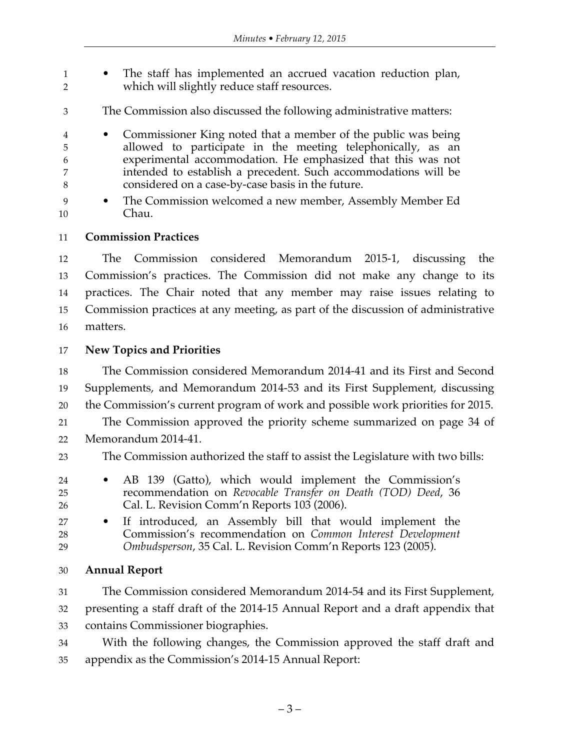- The staff has implemented an accrued vacation reduction plan, which will slightly reduce staff resources.

The Commission also discussed the following administrative matters:

- Commissioner King noted that a member of the public was being allowed to participate in the meeting telephonically, as an experimental accommodation. He emphasized that this was not intended to establish a precedent. Such accommodations will be considered on a case-by-case basis in the future.
- The Commission welcomed a new member, Assembly Member Ed Chau.

**Commission Practices**

The Commission considered Memorandum 2015-1, discussing the Commission's practices. The Commission did not make any change to its practices. The Chair noted that any member may raise issues relating to Commission practices at any meeting, as part of the discussion of administrative matters.

**New Topics and Priorities**

The Commission considered Memorandum 2014-41 and its First and Second Supplements, and Memorandum 2014-53 and its First Supplement, discussing the Commission's current program of work and possible work priorities for 2015.

The Commission approved the priority scheme summarized on page 34 of Memorandum 2014-41.

The Commission authorized the staff to assist the Legislature with two bills:

- AB 139 (Gatto), which would implement the Commission's recommendation on *Revocable Transfer on Death (TOD) Deed*, 36 Cal. L. Revision Comm'n Reports 103 (2006).
- If introduced, an Assembly bill that would implement the Commission's recommendation on *Common Interest Development Ombudsperson*, 35 Cal. L. Revision Comm'n Reports 123 (2005).

**Annual Report**

The Commission considered Memorandum 2014-54 and its First Supplement, presenting a staff draft of the 2014-15 Annual Report and a draft appendix that contains Commissioner biographies.

With the following changes, the Commission approved the staff draft and appendix as the Commission's 2014-15 Annual Report: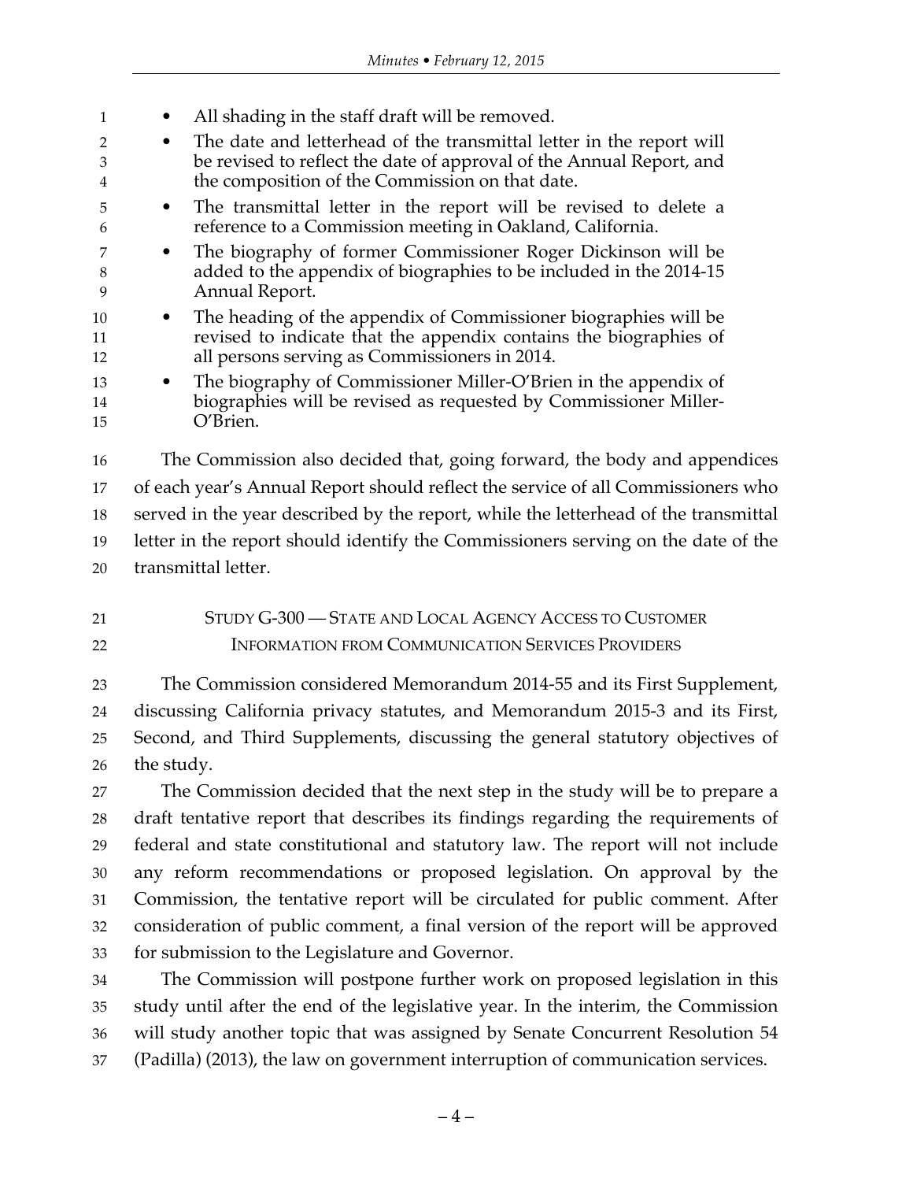- All shading in the staff draft will be removed.
- The date and letterhead of the transmittal letter in the report will be revised to reflect the date of approval of the Annual Report, and the composition of the Commission on that date.
- The transmittal letter in the report will be revised to delete a reference to a Commission meeting in Oakland, California.
- The biography of former Commissioner Roger Dickinson will be added to the appendix of biographies to be included in the 2014-15 Annual Report.
- The heading of the appendix of Commissioner biographies will be revised to indicate that the appendix contains the biographies of all persons serving as Commissioners in 2014.
- The biography of Commissioner Miller-O'Brien in the appendix of biographies will be revised as requested by Commissioner Miller-O'Brien.

The Commission also decided that, going forward, the body and appendices of each year's Annual Report should reflect the service of all Commissioners who served in the year described by the report, while the letterhead of the transmittal letter in the report should identify the Commissioners serving on the date of the transmittal letter.

## STUDY G-300 — STATE AND LOCAL AGENCY ACCESS TO CUSTOMER INFORMATION FROM COMMUNICATION SERVICES PROVIDERS

The Commission considered Memorandum 2014-55 and its First Supplement, discussing California privacy statutes, and Memorandum 2015-3 and its First, Second, and Third Supplements, discussing the general statutory objectives of the study.

The Commission decided that the next step in the study will be to prepare a draft tentative report that describes its findings regarding the requirements of federal and state constitutional and statutory law. The report will not include any reform recommendations or proposed legislation. On approval by the Commission, the tentative report will be circulated for public comment. After consideration of public comment, a final version of the report will be approved for submission to the Legislature and Governor.

The Commission will postpone further work on proposed legislation in this study until after the end of the legislative year. In the interim, the Commission will study another topic that was assigned by Senate Concurrent Resolution 54 (Padilla) (2013), the law on government interruption of communication services.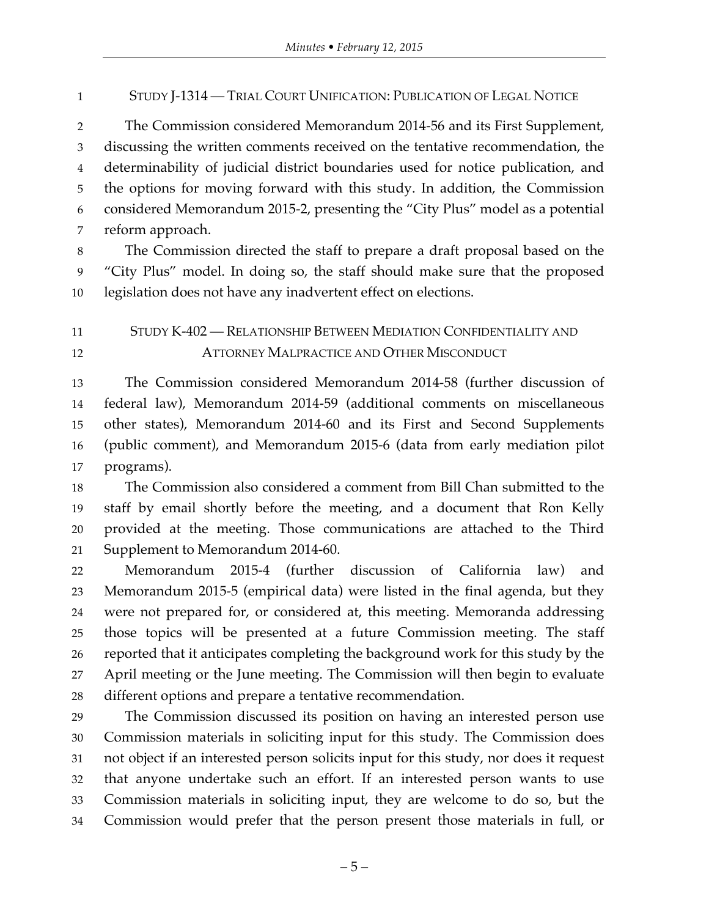## STUDY J-1314 — TRIAL COURT UNIFICATION: PUBLICATION OF LEGAL NOTICE

The Commission considered Memorandum 2014-56 and its First Supplement, discussing the written comments received on the tentative recommendation, the determinability of judicial district boundaries used for notice publication, and the options for moving forward with this study. In addition, the Commission considered Memorandum 2015-2, presenting the "City Plus" model as a potential reform approach.

The Commission directed the staff to prepare a draft proposal based on the "City Plus" model. In doing so, the staff should make sure that the proposed legislation does not have any inadvertent effect on elections.

## STUDY K-402 — RELATIONSHIP BETWEEN MEDIATION CONFIDENTIALITY AND ATTORNEY MALPRACTICE AND OTHER MISCONDUCT

The Commission considered Memorandum 2014-58 (further discussion of federal law), Memorandum 2014-59 (additional comments on miscellaneous other states), Memorandum 2014-60 and its First and Second Supplements (public comment), and Memorandum 2015-6 (data from early mediation pilot programs).

The Commission also considered a comment from Bill Chan submitted to the staff by email shortly before the meeting, and a document that Ron Kelly provided at the meeting. Those communications are attached to the Third Supplement to Memorandum 2014-60.

Memorandum 2015-4 (further discussion of California law) and Memorandum 2015-5 (empirical data) were listed in the final agenda, but they were not prepared for, or considered at, this meeting. Memoranda addressing those topics will be presented at a future Commission meeting. The staff reported that it anticipates completing the background work for this study by the April meeting or the June meeting. The Commission will then begin to evaluate different options and prepare a tentative recommendation.

The Commission discussed its position on having an interested person use Commission materials in soliciting input for this study. The Commission does not object if an interested person solicits input for this study, nor does it request that anyone undertake such an effort. If an interested person wants to use Commission materials in soliciting input, they are welcome to do so, but the Commission would prefer that the person present those materials in full, or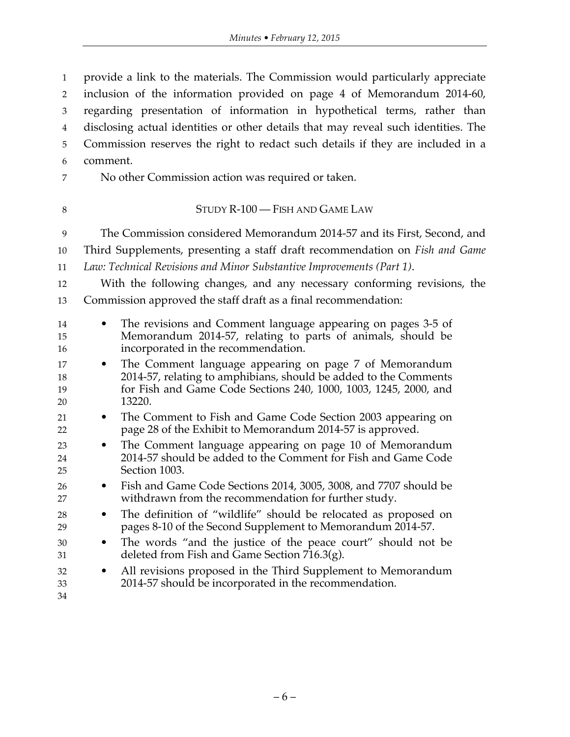provide a link to the materials. The Commission would particularly appreciate inclusion of the information provided on page 4 of Memorandum 2014-60, regarding presentation of information in hypothetical terms, rather than disclosing actual identities or other details that may reveal such identities. The Commission reserves the right to redact such details if they are included in a comment.

No other Commission action was required or taken.

## STUDY R-100 — FISH AND GAME LAW

The Commission considered Memorandum 2014-57 and its First, Second, and Third Supplements, presenting a staff draft recommendation on *Fish and Game Law: Technical Revisions and Minor Substantive Improvements (Part 1)*.

With the following changes, and any necessary conforming revisions, the Commission approved the staff draft as a final recommendation:

- The revisions and Comment language appearing on pages 3-5 of Memorandum 2014-57, relating to parts of animals, should be incorporated in the recommendation.
- The Comment language appearing on page 7 of Memorandum 2014-57, relating to amphibians, should be added to the Comments for Fish and Game Code Sections 240, 1000, 1003, 1245, 2000, and 13220.
- The Comment to Fish and Game Code Section 2003 appearing on page 28 of the Exhibit to Memorandum 2014-57 is approved.
- The Comment language appearing on page 10 of Memorandum 2014-57 should be added to the Comment for Fish and Game Code Section 1003.
- Fish and Game Code Sections 2014, 3005, 3008, and 7707 should be withdrawn from the recommendation for further study.
- The definition of "wildlife" should be relocated as proposed on pages 8-10 of the Second Supplement to Memorandum 2014-57.
- The words "and the justice of the peace court" should not be deleted from Fish and Game Section 716.3(g).
- All revisions proposed in the Third Supplement to Memorandum 2014-57 should be incorporated in the recommendation.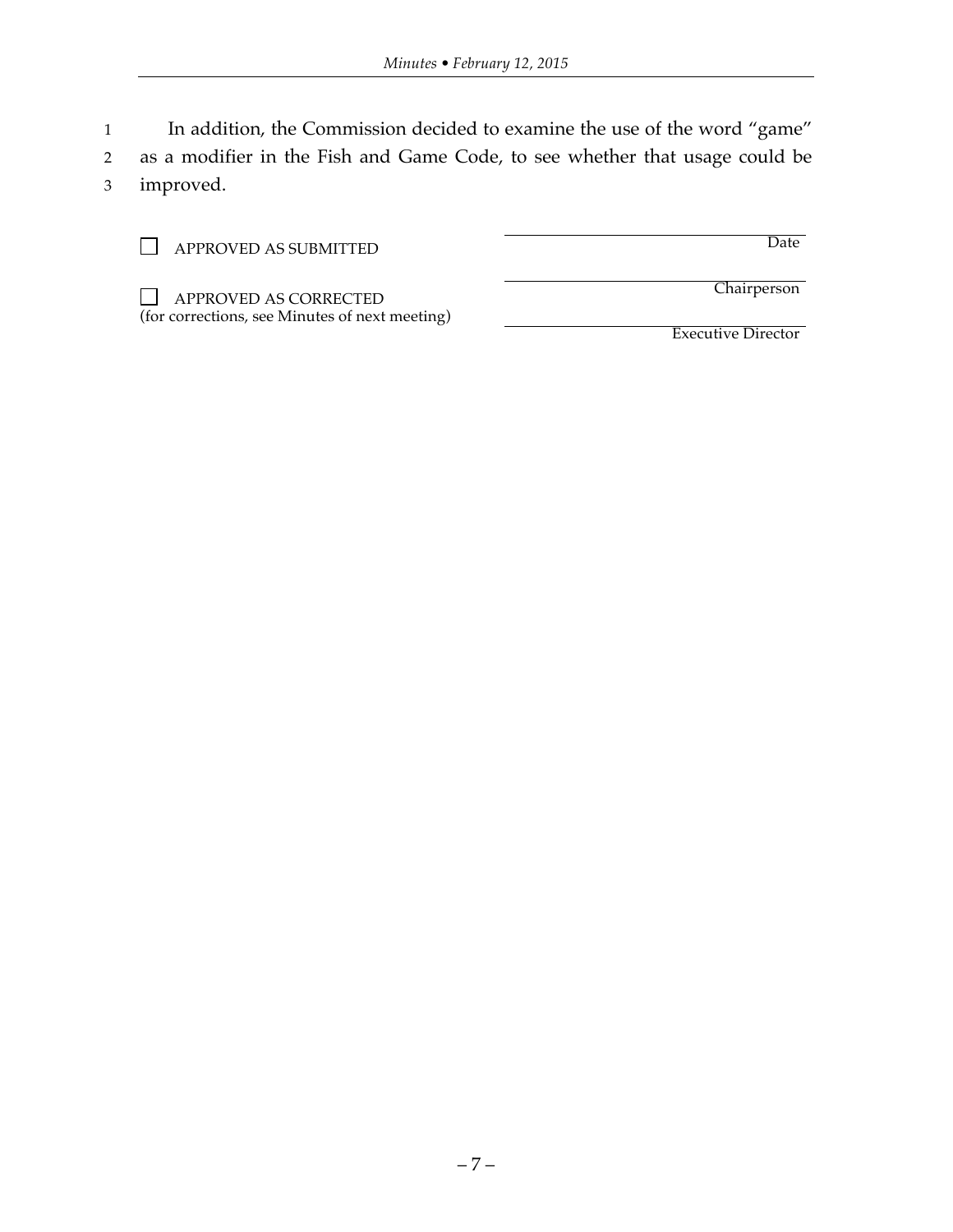In addition, the Commission decided to examine the use of the word "game" as a modifier in the Fish and Game Code, to see whether that usage could be improved.

☐ APPROVED AS SUBMITTED

☐ APPROVED AS CORRECTED
(for corrections, see Minutes of next meeting)

______________________________
Date

______________________________
Chairperson

______________________________
Executive Director